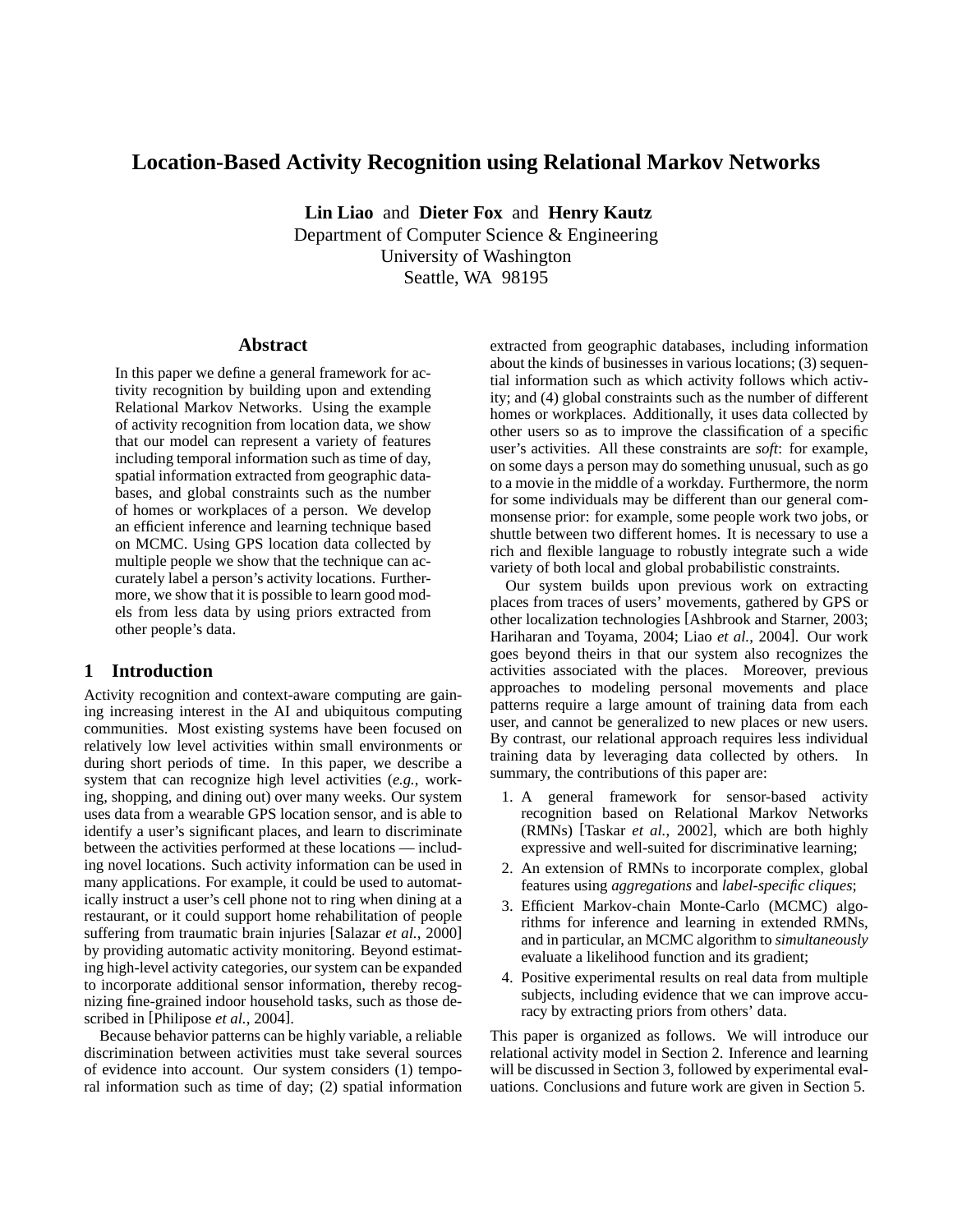# Location-Based Activity Recognition using Relational Markov Networks

**Lin Liao** and **Dieter Fox** and **Henry Kautz**
Department of Computer Science & Engineering
University of Washington
Seattle, WA 98195

## Abstract

In this paper we define a general framework for activity recognition by building upon and extending Relational Markov Networks. Using the example of activity recognition from location data, we show that our model can represent a variety of features including temporal information such as time of day, spatial information extracted from geographic databases, and global constraints such as the number of homes or workplaces of a person. We develop an efficient inference and learning technique based on MCMC. Using GPS location data collected by multiple people we show that the technique can accurately label a person's activity locations. Furthermore, we show that it is possible to learn good models from less data by using priors extracted from other people's data.

## 1 Introduction

Activity recognition and context-aware computing are gaining increasing interest in the AI and ubiquitous computing communities. Most existing systems have been focused on relatively low level activities within small environments or during short periods of time. In this paper, we describe a system that can recognize high level activities (*e.g.*, working, shopping, and dining out) over many weeks. Our system uses data from a wearable GPS location sensor, and is able to identify a user's significant places, and learn to discriminate between the activities performed at these locations — including novel locations. Such activity information can be used in many applications. For example, it could be used to automatically instruct a user's cell phone not to ring when dining at a restaurant, or it could support home rehabilitation of people suffering from traumatic brain injuries [Salazar *et al.*, 2000] by providing automatic activity monitoring. Beyond estimating high-level activity categories, our system can be expanded to incorporate additional sensor information, thereby recognizing fine-grained indoor household tasks, such as those described in [Philipose *et al.*, 2004].

Because behavior patterns can be highly variable, a reliable discrimination between activities must take several sources of evidence into account. Our system considers (1) temporal information such as time of day; (2) spatial information extracted from geographic databases, including information about the kinds of businesses in various locations; (3) sequential information such as which activity follows which activity; and (4) global constraints such as the number of different homes or workplaces. Additionally, it uses data collected by other users so as to improve the classification of a specific user's activities. All these constraints are *soft*: for example, on some days a person may do something unusual, such as go to a movie in the middle of a workday. Furthermore, the norm for some individuals may be different than our general commonsense prior: for example, some people work two jobs, or shuttle between two different homes. It is necessary to use a rich and flexible language to robustly integrate such a wide variety of both local and global probabilistic constraints.

Our system builds upon previous work on extracting places from traces of users' movements, gathered by GPS or other localization technologies [Ashbrook and Starner, 2003; Hariharan and Toyama, 2004; Liao *et al.*, 2004]. Our work goes beyond theirs in that our system also recognizes the activities associated with the places. Moreover, previous approaches to modeling personal movements and place patterns require a large amount of training data from each user, and cannot be generalized to new places or new users. By contrast, our relational approach requires less individual training data by leveraging data collected by others. In summary, the contributions of this paper are:

1. A general framework for sensor-based activity recognition based on Relational Markov Networks (RMNs) [Taskar *et al.*, 2002], which are both highly expressive and well-suited for discriminative learning;
2. An extension of RMNs to incorporate complex, global features using *aggregations* and *label-specific cliques*;
3. Efficient Markov-chain Monte-Carlo (MCMC) algorithms for inference and learning in extended RMNs, and in particular, an MCMC algorithm to *simultaneously* evaluate a likelihood function and its gradient;
4. Positive experimental results on real data from multiple subjects, including evidence that we can improve accuracy by extracting priors from others' data.

This paper is organized as follows. We will introduce our relational activity model in Section 2. Inference and learning will be discussed in Section 3, followed by experimental evaluations. Conclusions and future work are given in Section 5.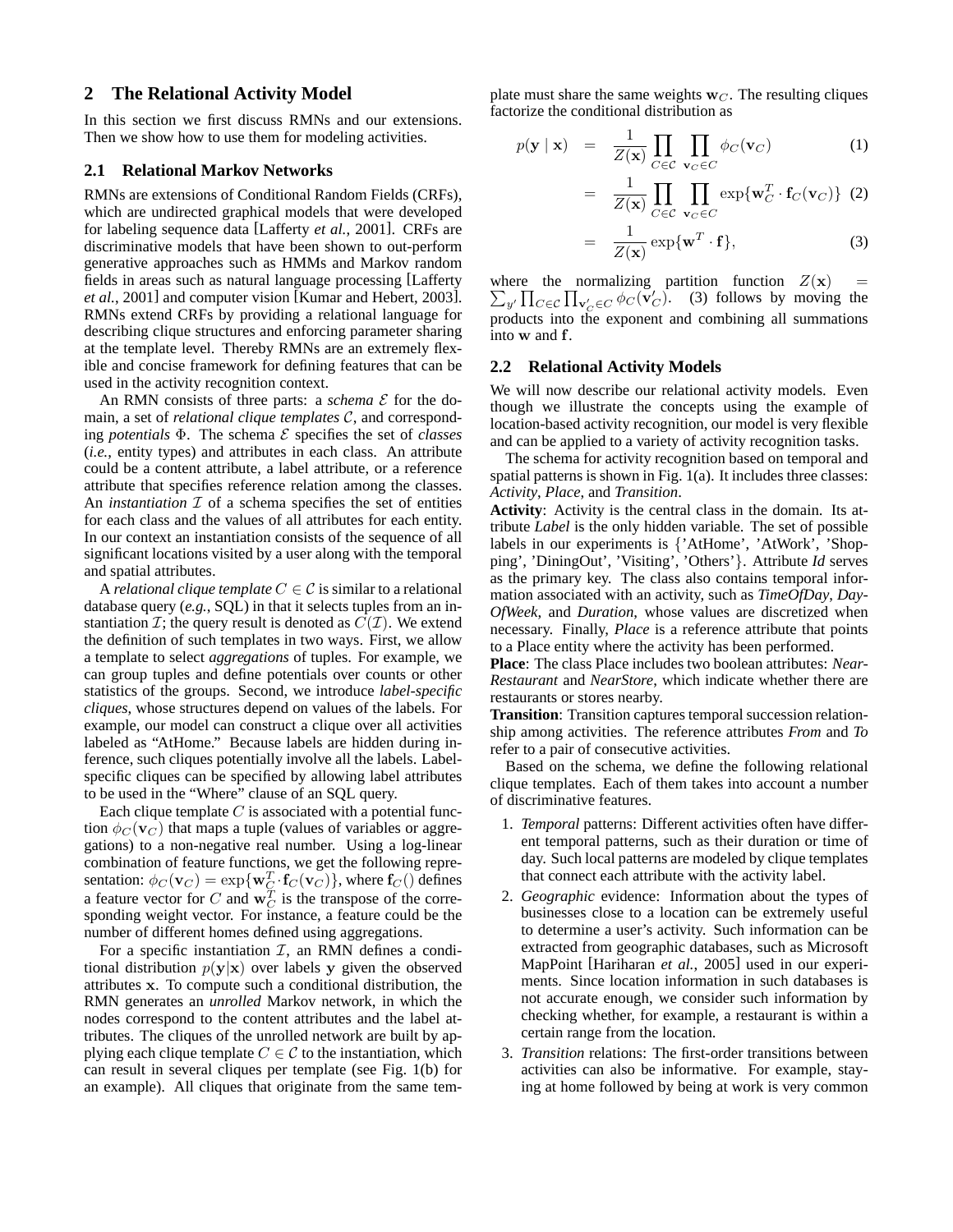## 2 The Relational Activity Model

In this section we first discuss RMNs and our extensions. Then we show how to use them for modeling activities.

### 2.1 Relational Markov Networks

RMNs are extensions of Conditional Random Fields (CRFs), which are undirected graphical models that were developed for labeling sequence data [Lafferty *et al.*, 2001]. CRFs are discriminative models that have been shown to out-perform generative approaches such as HMMs and Markov random fields in areas such as natural language processing [Lafferty *et al.*, 2001] and computer vision [Kumar and Hebert, 2003]. RMNs extend CRFs by providing a relational language for describing clique structures and enforcing parameter sharing at the template level. Thereby RMNs are an extremely flexible and concise framework for defining features that can be used in the activity recognition context.

An RMN consists of three parts: a *schema* $\mathcal{E}$ for the domain, a set of *relational clique templates* $\mathcal{C}$, and corresponding *potentials* $\Phi$. The schema $\mathcal{E}$ specifies the set of *classes* (*i.e.*, entity types) and attributes in each class. An attribute could be a content attribute, a label attribute, or a reference attribute that specifies reference relation among the classes. An *instantiation* $\mathcal{I}$ of a schema specifies the set of entities for each class and the values of all attributes for each entity. In our context an instantiation consists of the sequence of all significant locations visited by a user along with the temporal and spatial attributes.

A *relational clique template* $C \in \mathcal{C}$ is similar to a relational database query (*e.g.*, SQL) in that it selects tuples from an instantiation $\mathcal{I}$; the query result is denoted as $C(\mathcal{I})$. We extend the definition of such templates in two ways. First, we allow a template to select *aggregations* of tuples. For example, we can group tuples and define potentials over counts or other statistics of the groups. Second, we introduce *label-specific cliques*, whose structures depend on values of the labels. For example, our model can construct a clique over all activities labeled as "AtHome." Because labels are hidden during inference, such cliques potentially involve all the labels. Label-specific cliques can be specified by allowing label attributes to be used in the "Where" clause of an SQL query.

Each clique template $C$ is associated with a potential function $\phi_C(\mathbf{v}_C)$ that maps a tuple (values of variables or aggregations) to a non-negative real number. Using a log-linear combination of feature functions, we get the following representation: $\phi_C(\mathbf{v}_C) = \exp\{\mathbf{w}_C^T \cdot \mathbf{f}_C(\mathbf{v}_C)\}$, where $\mathbf{f}_C()$ defines a feature vector for $C$ and $\mathbf{w}_C^T$ is the transpose of the corresponding weight vector. For instance, a feature could be the number of different homes defined using aggregations.

For a specific instantiation $\mathcal{I}$, an RMN defines a conditional distribution $p(\mathbf{y}|\mathbf{x})$ over labels $\mathbf{y}$ given the observed attributes $\mathbf{x}$. To compute such a conditional distribution, the RMN generates an *unrolled* Markov network, in which the nodes correspond to the content attributes and the label attributes. The cliques of the unrolled network are built by applying each clique template $C \in \mathcal{C}$ to the instantiation, which can result in several cliques per template (see Fig. 1(b) for an example). All cliques that originate from the same template must share the same weights $\mathbf{w}_C$. The resulting cliques factorize the conditional distribution as

$$p(\mathbf{y} \mid \mathbf{x}) = \frac{1}{Z(\mathbf{x})} \prod_{C \in \mathcal{C}} \prod_{\mathbf{v}_C \in C} \phi_C(\mathbf{v}_C) \quad (1)$$

$$= \frac{1}{Z(\mathbf{x})} \prod_{C \in \mathcal{C}} \prod_{\mathbf{v}_C \in C} \exp\{\mathbf{w}_C^T \cdot \mathbf{f}_C(\mathbf{v}_C)\} \quad (2)$$

$$= \frac{1}{Z(\mathbf{x})} \exp\{\mathbf{w}^T \cdot \mathbf{f}\}, \quad (3)$$

where the normalizing partition function $Z(\mathbf{x}) = \sum_{y'} \prod_{C \in \mathcal{C}} \prod_{\mathbf{v}'_C \in C} \phi_C(\mathbf{v}'_C)$. (3) follows by moving the products into the exponent and combining all summations into $\mathbf{w}$ and $\mathbf{f}$.

### 2.2 Relational Activity Models

We will now describe our relational activity models. Even though we illustrate the concepts using the example of location-based activity recognition, our model is very flexible and can be applied to a variety of activity recognition tasks.

The schema for activity recognition based on temporal and spatial patterns is shown in Fig. 1(a). It includes three classes: *Activity*, *Place*, and *Transition*.

**Activity**: Activity is the central class in the domain. Its attribute *Label* is the only hidden variable. The set of possible labels in our experiments is {'AtHome', 'AtWork', 'Shopping', 'DiningOut', 'Visiting', 'Others'}. Attribute *Id* serves as the primary key. The class also contains temporal information associated with an activity, such as *TimeOfDay*, *DayOfWeek*, and *Duration*, whose values are discretized when necessary. Finally, *Place* is a reference attribute that points to a Place entity where the activity has been performed.

**Place**: The class Place includes two boolean attributes: *NearRestaurant* and *NearStore*, which indicate whether there are restaurants or stores nearby.

**Transition**: Transition captures temporal succession relationship among activities. The reference attributes *From* and *To* refer to a pair of consecutive activities.

Based on the schema, we define the following relational clique templates. Each of them takes into account a number of discriminative features.

1. *Temporal* patterns: Different activities often have different temporal patterns, such as their duration or time of day. Such local patterns are modeled by clique templates that connect each attribute with the activity label.
2. *Geographic* evidence: Information about the types of businesses close to a location can be extremely useful to determine a user's activity. Such information can be extracted from geographic databases, such as Microsoft MapPoint [Hariharan *et al.*, 2005] used in our experiments. Since location information in such databases is not accurate enough, we consider such information by checking whether, for example, a restaurant is within a certain range from the location.
3. *Transition* relations: The first-order transitions between activities can also be informative. For example, staying at home followed by being at work is very common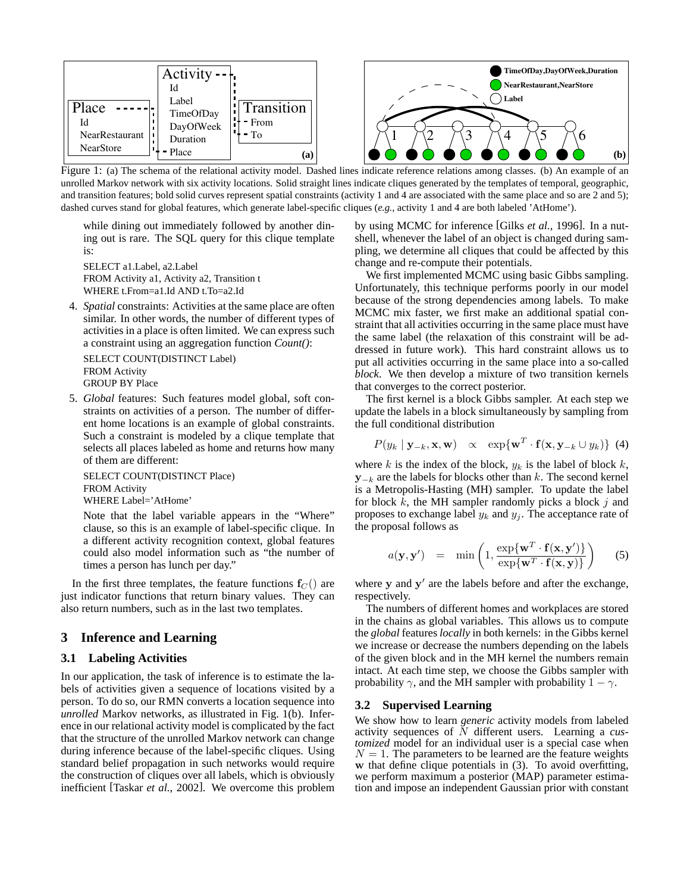Figure 1: (a) The schema of the relational activity model. Dashed lines indicate reference relations among classes. (b) An example of an unrolled Markov network with six activity locations. Solid straight lines indicate cliques generated by the templates of temporal, geographic, and transition features; bold solid curves represent spatial constraints (activity 1 and 4 are associated with the same place and so are 2 and 5); dashed curves stand for global features, which generate label-specific cliques (*e.g.*, activity 1 and 4 are both labeled 'AtHome').

while dining out immediately followed by another dining out is rare. The SQL query for this clique template is:

```
SELECT a1.Label, a2.Label
FROM Activity a1, Activity a2, Transition t
WHERE t.From=a1.Id AND t.To=a2.Id
```

4. *Spatial* constraints: Activities at the same place are often similar. In other words, the number of different types of activities in a place is often limited. We can express such a constraint using an aggregation function *Count()*:

```
SELECT COUNT(DISTINCT Label)
FROM Activity
GROUP BY Place
```

5. *Global* features: Such features model global, soft constraints on activities of a person. The number of different home locations is an example of global constraints. Such a constraint is modeled by a clique template that selects all places labeled as home and returns how many of them are different:

```
SELECT COUNT(DISTINCT Place)
FROM Activity
WHERE Label='AtHome'
```

Note that the label variable appears in the "Where" clause, so this is an example of label-specific clique. In a different activity recognition context, global features could also model information such as "the number of times a person has lunch per day."

In the first three templates, the feature functions $\mathbf{f}_C()$ are just indicator functions that return binary values. They can also return numbers, such as in the last two templates.

## 3 Inference and Learning

### 3.1 Labeling Activities

In our application, the task of inference is to estimate the labels of activities given a sequence of locations visited by a person. To do so, our RMN converts a location sequence into *unrolled* Markov networks, as illustrated in Fig. 1(b). Inference in our relational activity model is complicated by the fact that the structure of the unrolled Markov network can change during inference because of the label-specific cliques. Using standard belief propagation in such networks would require the construction of cliques over all labels, which is obviously inefficient [Taskar *et al.*, 2002]. We overcome this problem by using MCMC for inference [Gilks *et al.*, 1996]. In a nutshell, whenever the label of an object is changed during sampling, we determine all cliques that could be affected by this change and re-compute their potentials.

We first implemented MCMC using basic Gibbs sampling. Unfortunately, this technique performs poorly in our model because of the strong dependencies among labels. To make MCMC mix faster, we first make an additional spatial constraint that all activities occurring in the same place must have the same label (the relaxation of this constraint will be addressed in future work). This hard constraint allows us to put all activities occurring in the same place into a so-called *block*. We then develop a mixture of two transition kernels that converges to the correct posterior.

The first kernel is a block Gibbs sampler. At each step we update the labels in a block simultaneously by sampling from the full conditional distribution

$$P(y_k \mid \mathbf{y}_{-k}, \mathbf{x}, \mathbf{w}) \quad \propto \quad \exp\{\mathbf{w}^T \cdot \mathbf{f}(\mathbf{x}, \mathbf{y}_{-k} \cup y_k)\} \quad (4)$$

where $k$ is the index of the block, $y_k$ is the label of block $k$, $\mathbf{y}_{-k}$ are the labels for blocks other than $k$. The second kernel is a Metropolis-Hasting (MH) sampler. To update the label for block $k$, the MH sampler randomly picks a block $j$ and proposes to exchange label $y_k$ and $y_j$. The acceptance rate of the proposal follows as

$$a(\mathbf{y}, \mathbf{y}') \quad = \quad \min\left(1, \frac{\exp\{\mathbf{w}^T \cdot \mathbf{f}(\mathbf{x}, \mathbf{y}')\}}{\exp\{\mathbf{w}^T \cdot \mathbf{f}(\mathbf{x}, \mathbf{y})\}}\right) \qquad (5)$$

where $\mathbf{y}$ and $\mathbf{y}'$ are the labels before and after the exchange, respectively.

The numbers of different homes and workplaces are stored in the chains as global variables. This allows us to compute the *global* features *locally* in both kernels: in the Gibbs kernel we increase or decrease the numbers depending on the labels of the given block and in the MH kernel the numbers remain intact. At each time step, we choose the Gibbs sampler with probability $\gamma$, and the MH sampler with probability $1 - \gamma$.

### 3.2 Supervised Learning

We show how to learn *generic* activity models from labeled activity sequences of $N$ different users. Learning a *customized* model for an individual user is a special case when $N = 1$. The parameters to be learned are the feature weights $\mathbf{w}$ that define clique potentials in (3). To avoid overfitting, we perform maximum a posterior (MAP) parameter estimation and impose an independent Gaussian prior with constant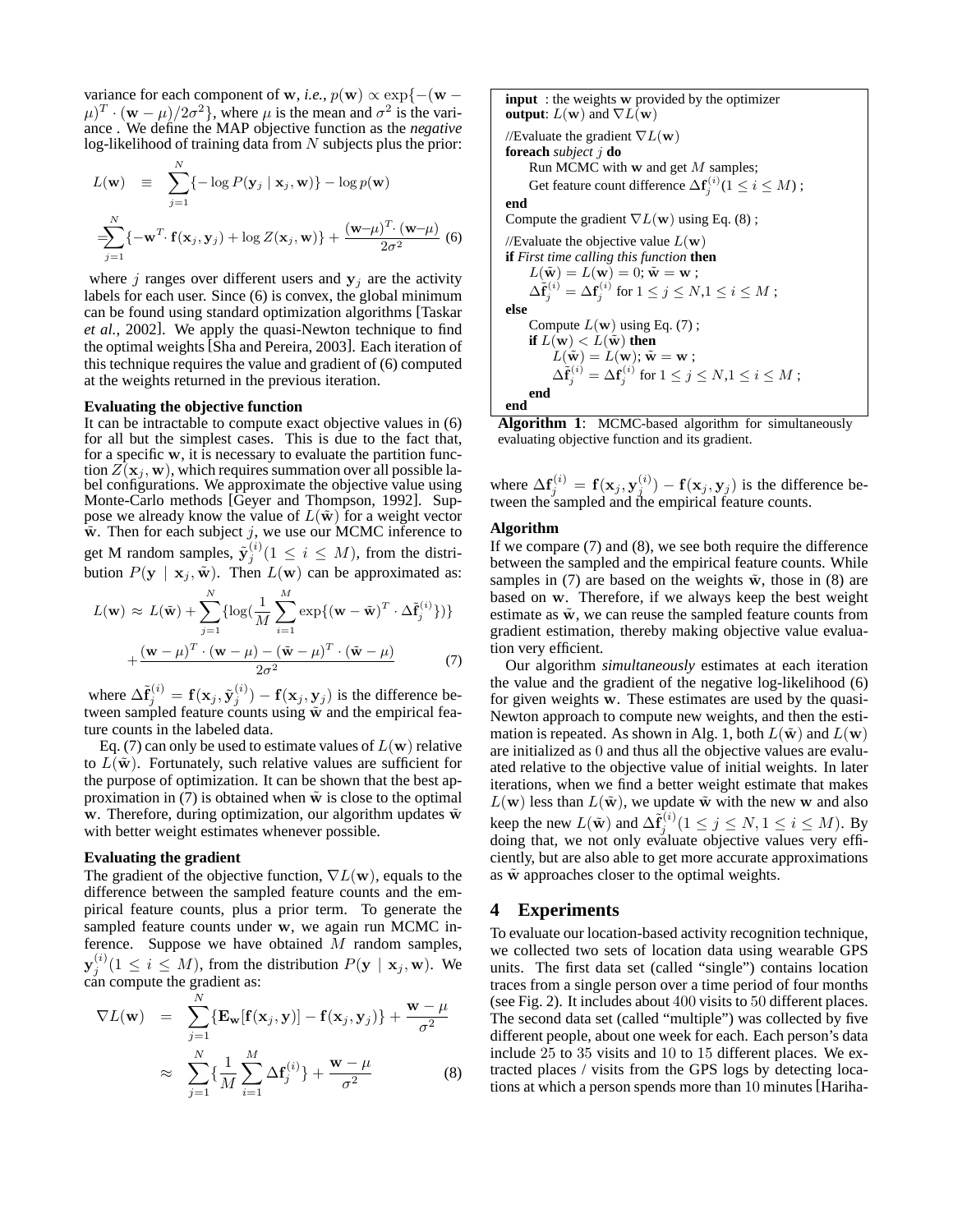variance for each component of $\mathbf{w}$, *i.e.*, $p(\mathbf{w}) \propto \exp\{-(\mathbf{w} - \mu)^T \cdot (\mathbf{w} - \mu)/2\sigma^2\}$, where $\mu$ is the mean and $\sigma^2$ is the variance . We define the MAP objective function as the *negative* log-likelihood of training data from $N$ subjects plus the prior:

$$L(\mathbf{w}) \equiv \sum_{j=1}^{N}\{-\log P(\mathbf{y}_j \mid \mathbf{x}_j, \mathbf{w})\} - \log p(\mathbf{w})$$

$$= \sum_{j=1}^{N}\{-\mathbf{w}^T \cdot \mathbf{f}(\mathbf{x}_j, \mathbf{y}_j) + \log Z(\mathbf{x}_j, \mathbf{w})\} + \frac{(\mathbf{w}-\mu)^T \cdot (\mathbf{w}-\mu)}{2\sigma^2} \quad (6)$$

where $j$ ranges over different users and $\mathbf{y}_j$ are the activity labels for each user. Since (6) is convex, the global minimum can be found using standard optimization algorithms [Taskar *et al.*, 2002]. We apply the quasi-Newton technique to find the optimal weights [Sha and Pereira, 2003]. Each iteration of this technique requires the value and gradient of (6) computed at the weights returned in the previous iteration.

**Evaluating the objective function**

It can be intractable to compute exact objective values in (6) for all but the simplest cases. This is due to the fact that, for a specific $\mathbf{w}$, it is necessary to evaluate the partition function $Z(\mathbf{x}_j, \mathbf{w})$, which requires summation over all possible label configurations. We approximate the objective value using Monte-Carlo methods [Geyer and Thompson, 1992]. Suppose we already know the value of $L(\tilde{\mathbf{w}})$ for a weight vector $\tilde{\mathbf{w}}$. Then for each subject $j$, we use our MCMC inference to get M random samples, $\tilde{\mathbf{y}}_j^{(i)} (1 \le i \le M)$, from the distribution $P(\mathbf{y} \mid \mathbf{x}_j, \tilde{\mathbf{w}})$. Then $L(\mathbf{w})$ can be approximated as:

$$L(\mathbf{w}) \approx L(\tilde{\mathbf{w}}) + \sum_{j=1}^{N}\{\log(\frac{1}{M}\sum_{i=1}^{M}\exp\{(\mathbf{w}-\tilde{\mathbf{w}})^T \cdot \Delta\tilde{\mathbf{f}}_j^{(i)}\})\}$$

$$+ \frac{(\mathbf{w}-\mu)^T \cdot (\mathbf{w}-\mu) - (\tilde{\mathbf{w}}-\mu)^T \cdot (\tilde{\mathbf{w}}-\mu)}{2\sigma^2} \quad (7)$$

where $\Delta\tilde{\mathbf{f}}_j^{(i)} = \mathbf{f}(\mathbf{x}_j, \tilde{\mathbf{y}}_j^{(i)}) - \mathbf{f}(\mathbf{x}_j, \mathbf{y}_j)$ is the difference between sampled feature counts using $\tilde{\mathbf{w}}$ and the empirical feature counts in the labeled data.

Eq. (7) can only be used to estimate values of $L(\mathbf{w})$ relative to $L(\tilde{\mathbf{w}})$. Fortunately, such relative values are sufficient for the purpose of optimization. It can be shown that the best approximation in (7) is obtained when $\tilde{\mathbf{w}}$ is close to the optimal $\mathbf{w}$. Therefore, during optimization, our algorithm updates $\tilde{\mathbf{w}}$ with better weight estimates whenever possible.

**Evaluating the gradient**

The gradient of the objective function, $\nabla L(\mathbf{w})$, equals to the difference between the sampled feature counts and the empirical feature counts, plus a prior term. To generate the sampled feature counts under $\mathbf{w}$, we again run MCMC inference. Suppose we have obtained $M$ random samples, $\mathbf{y}_j^{(i)} (1 \le i \le M)$, from the distribution $P(\mathbf{y} \mid \mathbf{x}_j, \mathbf{w})$. We can compute the gradient as:

$$\nabla L(\mathbf{w}) = \sum_{j=1}^{N}\{\mathbf{E}_{\mathbf{w}}[\mathbf{f}(\mathbf{x}_j, \mathbf{y})] - \mathbf{f}(\mathbf{x}_j, \mathbf{y}_j)\} + \frac{\mathbf{w}-\mu}{\sigma^2}$$

$$\approx \sum_{j=1}^{N}\{\frac{1}{M}\sum_{i=1}^{M}\Delta\mathbf{f}_j^{(i)}\} + \frac{\mathbf{w}-\mu}{\sigma^2} \quad (8)$$

```
input  : the weights w provided by the optimizer
output: L(w) and ∇L(w)
//Evaluate the gradient ∇L(w)
foreach subject j do
    Run MCMC with w and get M samples;
    Get feature count difference Δf_j^(i) (1 ≤ i ≤ M) ;
end
Compute the gradient ∇L(w) using Eq. (8) ;
//Evaluate the objective value L(w)
if First time calling this function then
    L(w̃) = L(w) = 0; w̃ = w ;
    Δf̃_j^(i) = Δf_j^(i) for 1 ≤ j ≤ N, 1 ≤ i ≤ M ;
else
    Compute L(w) using Eq. (7) ;
    if L(w) < L(w̃) then
        L(w̃) = L(w); w̃ = w ;
        Δf̃_j^(i) = Δf_j^(i) for 1 ≤ j ≤ N, 1 ≤ i ≤ M ;
    end
end
```

**Algorithm 1**: MCMC-based algorithm for simultaneously evaluating objective function and its gradient.

where $\Delta\mathbf{f}_j^{(i)} = \mathbf{f}(\mathbf{x}_j, \mathbf{y}_j^{(i)}) - \mathbf{f}(\mathbf{x}_j, \mathbf{y}_j)$ is the difference between the sampled and the empirical feature counts.

**Algorithm**

If we compare (7) and (8), we see both require the difference between the sampled and the empirical feature counts. While samples in (7) are based on the weights $\tilde{\mathbf{w}}$, those in (8) are based on $\mathbf{w}$. Therefore, if we always keep the best weight estimate as $\tilde{\mathbf{w}}$, we can reuse the sampled feature counts from gradient estimation, thereby making objective value evaluation very efficient.

Our algorithm *simultaneously* estimates at each iteration the value and the gradient of the negative log-likelihood (6) for given weights $\mathbf{w}$. These estimates are used by the quasi-Newton approach to compute new weights, and then the estimation is repeated. As shown in Alg. 1, both $L(\tilde{\mathbf{w}})$ and $L(\mathbf{w})$ are initialized as $0$ and thus all the objective values are evaluated relative to the objective value of initial weights. In later iterations, when we find a better weight estimate that makes $L(\mathbf{w})$ less than $L(\tilde{\mathbf{w}})$, we update $\tilde{\mathbf{w}}$ with the new $\mathbf{w}$ and also keep the new $L(\tilde{\mathbf{w}})$ and $\Delta\tilde{\mathbf{f}}_j^{(i)} (1 \le j \le N, 1 \le i \le M)$. By doing that, we not only evaluate objective values very efficiently, but are also able to get more accurate approximations as $\tilde{\mathbf{w}}$ approaches closer to the optimal weights.

## 4 Experiments

To evaluate our location-based activity recognition technique, we collected two sets of location data using wearable GPS units. The first data set (called "single") contains location traces from a single person over a time period of four months (see Fig. 2). It includes about $400$ visits to $50$ different places. The second data set (called "multiple") was collected by five different people, about one week for each. Each person's data include $25$ to $35$ visits and $10$ to $15$ different places. We extracted places / visits from the GPS logs by detecting locations at which a person spends more than $10$ minutes [Hariha-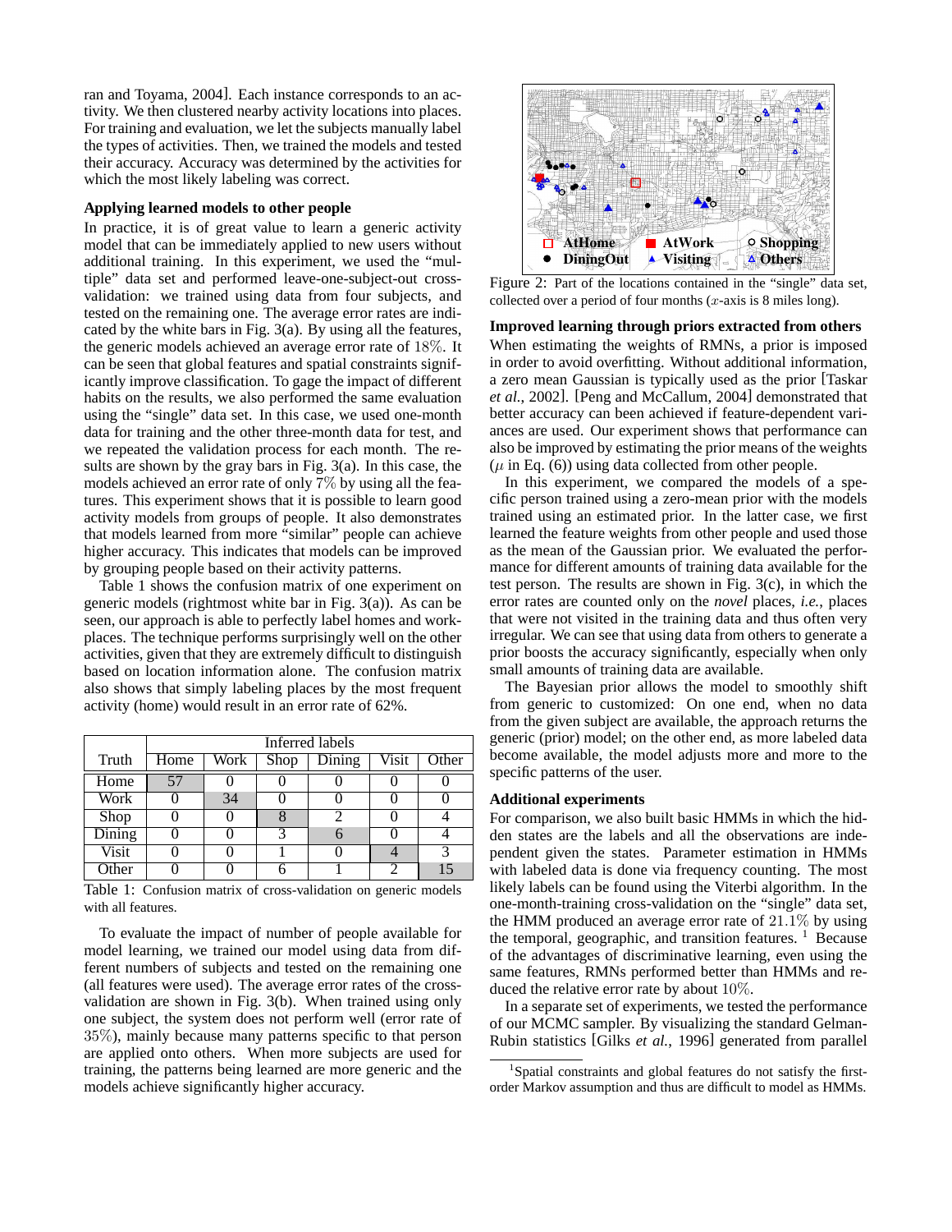ran and Toyama, 2004]. Each instance corresponds to an activity. We then clustered nearby activity locations into places. For training and evaluation, we let the subjects manually label the types of activities. Then, we trained the models and tested their accuracy. Accuracy was determined by the activities for which the most likely labeling was correct.

**Applying learned models to other people**

In practice, it is of great value to learn a generic activity model that can be immediately applied to new users without additional training. In this experiment, we used the "multiple" data set and performed leave-one-subject-out cross-validation: we trained using data from four subjects, and tested on the remaining one. The average error rates are indicated by the white bars in Fig. 3(a)). By using all the features, the generic models achieved an average error rate of $18\%$. It can be seen that global features and spatial constraints significantly improve classification. To gage the impact of different habits on the results, we also performed the same evaluation using the "single" data set. In this case, we used one-month data for training and the other three-month data for test, and we repeated the validation process for each month. The results are shown by the gray bars in Fig. 3(a). In this case, the models achieved an error rate of only $7\%$ by using all the features. This experiment shows that it is possible to learn good activity models from groups of people. It also demonstrates that models learned from more "similar" people can achieve higher accuracy. This indicates that models can be improved by grouping people based on their activity patterns.

Table 1 shows the confusion matrix of one experiment on generic models (rightmost white bar in Fig. 3(a)). As can be seen, our approach is able to perfectly label homes and workplaces. The technique performs surprisingly well on the other activities, given that they are extremely difficult to distinguish based on location information alone. The confusion matrix also shows that simply labeling places by the most frequent activity (home) would result in an error rate of 62%.

| Truth | Inferred labels | | | | | |
|---|---|---|---|---|---|---|
| | Home | Work | Shop | Dining | Visit | Other |
| Home | 57 | 0 | 0 | 0 | 0 | 0 |
| Work | 0 | 34 | 0 | 0 | 0 | 0 |
| Shop | 0 | 0 | 8 | 2 | 0 | 4 |
| Dining | 0 | 0 | 3 | 6 | 0 | 4 |
| Visit | 0 | 0 | 1 | 0 | 4 | 3 |
| Other | 0 | 0 | 6 | 1 | 2 | 15 |

Table 1: Confusion matrix of cross-validation on generic models with all features.

To evaluate the impact of number of people available for model learning, we trained our model using data from different numbers of subjects and tested on the remaining one (all features were used). The average error rates of the cross-validation are shown in Fig. 3(b). When trained using only one subject, the system does not perform well (error rate of $35\%$), mainly because many patterns specific to that person are applied onto others. When more subjects are used for training, the patterns being learned are more generic and the models achieve significantly higher accuracy.

Figure 2: Part of the locations contained in the "single" data set, collected over a period of four months ($x$-axis is 8 miles long).

**Improved learning through priors extracted from others**

When estimating the weights of RMNs, a prior is imposed in order to avoid overfitting. Without additional information, a zero mean Gaussian is typically used as the prior [Taskar *et al.*, 2002]. [Peng and McCallum, 2004] demonstrated that better accuracy can been achieved if feature-dependent variances are used. Our experiment shows that performance can also be improved by estimating the prior means of the weights ($\mu$ in Eq. (6)) using data collected from other people.

In this experiment, we compared the models of a specific person trained using a zero-mean prior with the models trained using an estimated prior. In the latter case, we first learned the feature weights from other people and used those as the mean of the Gaussian prior. We evaluated the performance for different amounts of training data available for the test person. The results are shown in Fig. 3(c), in which the error rates are counted only on the *novel* places, *i.e.*, places that were not visited in the training data and thus often very irregular. We can see that using data from others to generate a prior boosts the accuracy significantly, especially when only small amounts of training data are available.

The Bayesian prior allows the model to smoothly shift from generic to customized: On one end, when no data from the given subject are available, the approach returns the generic (prior) model; on the other end, as more labeled data become available, the model adjusts more and more to the specific patterns of the user.

**Additional experiments**

For comparison, we also built basic HMMs in which the hidden states are the labels and all the observations are independent given the states. Parameter estimation in HMMs with labeled data is done via frequency counting. The most likely labels can be found using the Viterbi algorithm. In the one-month-training cross-validation on the "single" data set, the HMM produced an average error rate of $21.1\%$ by using the temporal, geographic, and transition features. [1] Because of the advantages of discriminative learning, even using the same features, RMNs performed better than HMMs and reduced the relative error rate by about $10\%$.

In a separate set of experiments, we tested the performance of our MCMC sampler. By visualizing the standard Gelman-Rubin statistics [Gilks *et al.*, 1996] generated from parallel

[1] Spatial constraints and global features do not satisfy the first-order Markov assumption and thus are difficult to model as HMMs.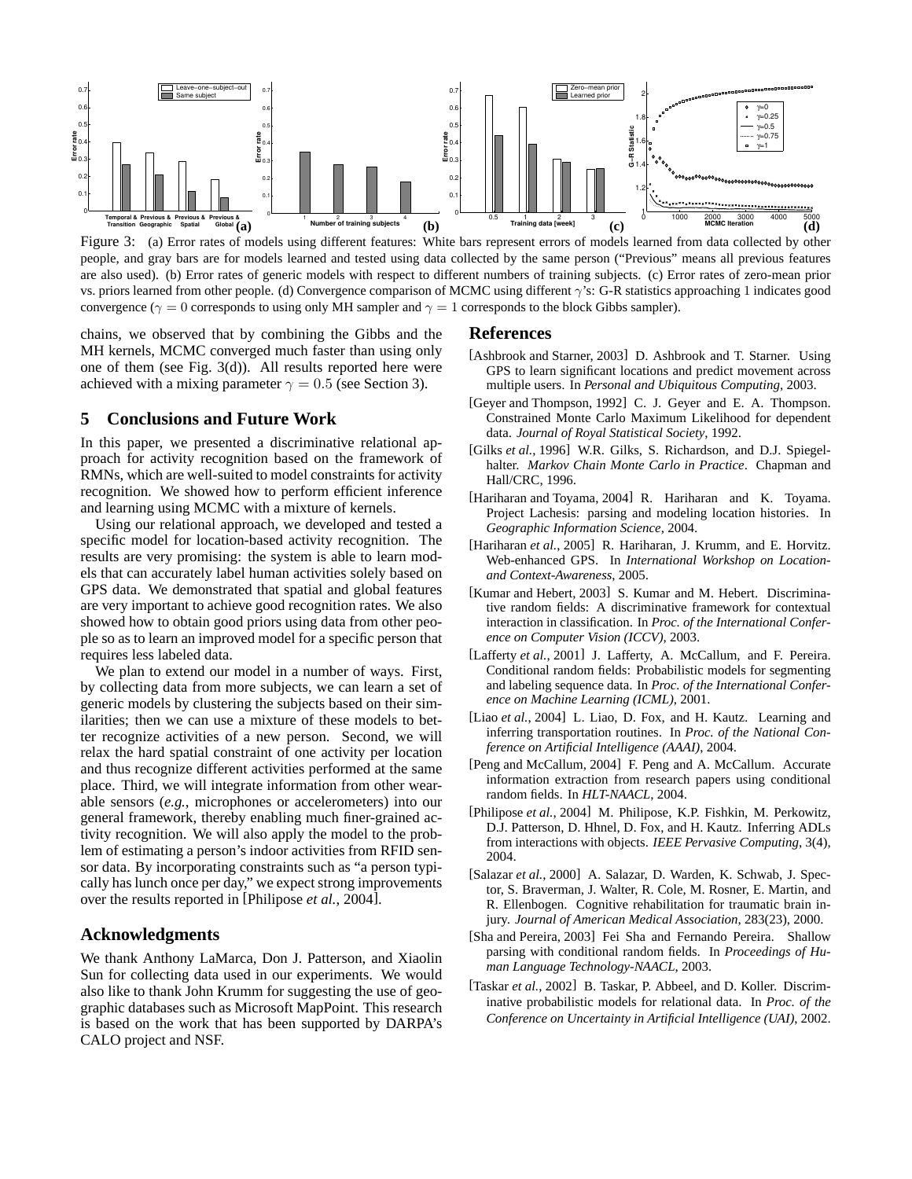(a)
Leave–one–subject–out
Same subject
Error rate
0 0.1 0.2 0.3 0.4 0.5 0.6 0.7
Temporal & Transition
Previous & Geographic
Previous & Spatial
Previous & Global

(b)
Error rate
0 0.1 0.2 0.3 0.4 0.5 0.6 0.7
1 2 3 4
Number of training subjects

(c)
Zero–mean prior
Learned prior
Error rate
0 0.1 0.2 0.3 0.4 0.5 0.6 0.7
0.5 1 2 3
Training data [week]

(d)
G–R Statistic
1.2 1.4 1.6 1.8 2
0 1000 2000 3000 4000 5000
MCMC Iteration
γ=0
γ=0.25
γ=0.5
γ=0.75
γ=1

Figure 3: (a) Error rates of models using different features: White bars represent errors of models learned from data collected by other people, and gray bars are for models learned and tested using data collected by the same person ("Previous" means all previous features are also used). (b) Error rates of generic models with respect to different numbers of training subjects. (c) Error rates of zero-mean prior vs. priors learned from other people. (d) Convergence comparison of MCMC using different $\gamma$'s: G-R statistics approaching 1 indicates good convergence ($\gamma = 0$ corresponds to using only MH sampler and $\gamma = 1$ corresponds to the block Gibbs sampler).

chains, we observed that by combining the Gibbs and the MH kernels, MCMC converged much faster than using only one of them (see Fig. 3(d)). All results reported here were achieved with a mixing parameter $\gamma = 0.5$ (see Section 3).

## 5 Conclusions and Future Work

In this paper, we presented a discriminative relational approach for activity recognition based on the framework of RMNs, which are well-suited to model constraints for activity recognition. We showed how to perform efficient inference and learning using MCMC with a mixture of kernels.

Using our relational approach, we developed and tested a specific model for location-based activity recognition. The results are very promising: the system is able to learn models that can accurately label human activities solely based on GPS data. We demonstrated that spatial and global features are very important to achieve good recognition rates. We also showed how to obtain good priors using data from other people so as to learn an improved model for a specific person that requires less labeled data.

We plan to extend our model in a number of ways. First, by collecting data from more subjects, we can learn a set of generic models by clustering the subjects based on their similarities; then we can use a mixture of these models to better recognize activities of a new person. Second, we will relax the hard spatial constraint of one activity per location and thus recognize different activities performed at the same place. Third, we will integrate information from other wearable sensors (*e.g.*, microphones or accelerometers) into our general framework, thereby enabling much finer-grained activity recognition. We will also apply the model to the problem of estimating a person's indoor activities from RFID sensor data. By incorporating constraints such as "a person typically has lunch once per day," we expect strong improvements over the results reported in [Philipose *et al.*, 2004].

## Acknowledgments

We thank Anthony LaMarca, Don J. Patterson, and Xiaolin Sun for collecting data used in our experiments. We would also like to thank John Krumm for suggesting the use of geographic databases such as Microsoft MapPoint. This research is based on the work that has been supported by DARPA's CALO project and NSF.

## References

[Ashbrook and Starner, 2003] D. Ashbrook and T. Starner. Using GPS to learn significant locations and predict movement across multiple users. In *Personal and Ubiquitous Computing*, 2003.

[Geyer and Thompson, 1992] C. J. Geyer and E. A. Thompson. Constrained Monte Carlo Maximum Likelihood for dependent data. *Journal of Royal Statistical Society*, 1992.

[Gilks *et al.*, 1996] W.R. Gilks, S. Richardson, and D.J. Spiegelhalter. *Markov Chain Monte Carlo in Practice*. Chapman and Hall/CRC, 1996.

[Hariharan and Toyama, 2004] R. Hariharan and K. Toyama. Project Lachesis: parsing and modeling location histories. In *Geographic Information Science*, 2004.

[Hariharan *et al.*, 2005] R. Hariharan, J. Krumm, and E. Horvitz. Web-enhanced GPS. In *International Workshop on Location-and Context-Awareness*, 2005.

[Kumar and Hebert, 2003] S. Kumar and M. Hebert. Discriminative random fields: A discriminative framework for contextual interaction in classification. In *Proc. of the International Conference on Computer Vision (ICCV)*, 2003.

[Lafferty *et al.*, 2001] J. Lafferty, A. McCallum, and F. Pereira. Conditional random fields: Probabilistic models for segmenting and labeling sequence data. In *Proc. of the International Conference on Machine Learning (ICML)*, 2001.

[Liao *et al.*, 2004] L. Liao, D. Fox, and H. Kautz. Learning and inferring transportation routines. In *Proc. of the National Conference on Artificial Intelligence (AAAI)*, 2004.

[Peng and McCallum, 2004] F. Peng and A. McCallum. Accurate information extraction from research papers using conditional random fields. In *HLT-NAACL*, 2004.

[Philipose *et al.*, 2004] M. Philipose, K.P. Fishkin, M. Perkowitz, D.J. Patterson, D. Hhnel, D. Fox, and H. Kautz. Inferring ADLs from interactions with objects. *IEEE Pervasive Computing*, 3(4), 2004.

[Salazar *et al.*, 2000] A. Salazar, D. Warden, K. Schwab, J. Spector, S. Braverman, J. Walter, R. Cole, M. Rosner, E. Martin, and R. Ellenbogen. Cognitive rehabilitation for traumatic brain injury. *Journal of American Medical Association*, 283(23), 2000.

[Sha and Pereira, 2003] Fei Sha and Fernando Pereira. Shallow parsing with conditional random fields. In *Proceedings of Human Language Technology-NAACL*, 2003.

[Taskar *et al.*, 2002] B. Taskar, P. Abbeel, and D. Koller. Discriminative probabilistic models for relational data. In *Proc. of the Conference on Uncertainty in Artificial Intelligence (UAI)*, 2002.